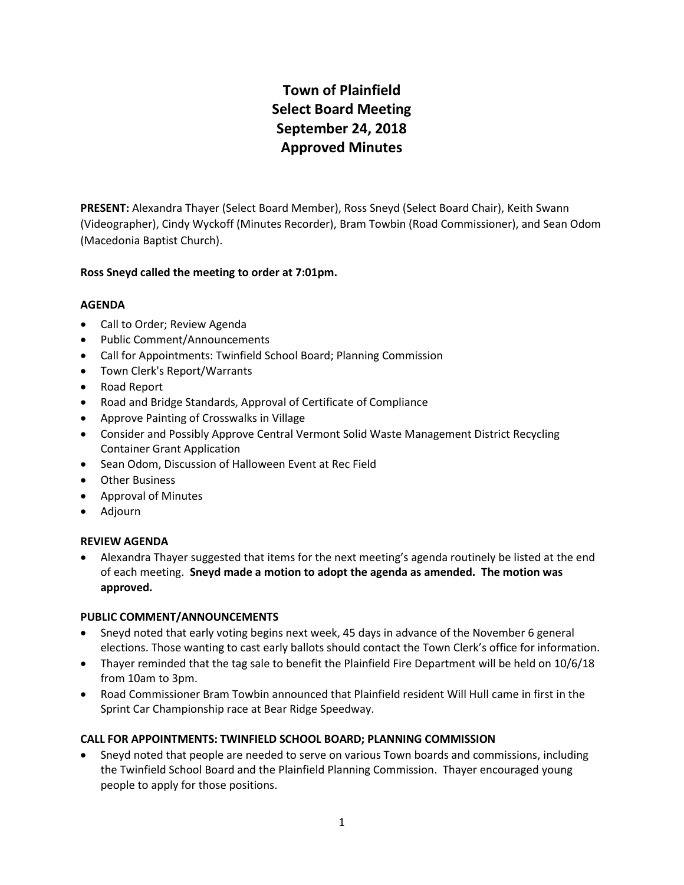# Town of Plainfield
# Select Board Meeting
# September 24, 2018
# Approved Minutes

**PRESENT:** Alexandra Thayer (Select Board Member), Ross Sneyd (Select Board Chair), Keith Swann (Videographer), Cindy Wyckoff (Minutes Recorder), Bram Towbin (Road Commissioner), and Sean Odom (Macedonia Baptist Church).

**Ross Sneyd called the meeting to order at 7:01pm.**

**AGENDA**

- Call to Order; Review Agenda
- Public Comment/Announcements
- Call for Appointments: Twinfield School Board; Planning Commission
- Town Clerk's Report/Warrants
- Road Report
- Road and Bridge Standards, Approval of Certificate of Compliance
- Approve Painting of Crosswalks in Village
- Consider and Possibly Approve Central Vermont Solid Waste Management District Recycling Container Grant Application
- Sean Odom, Discussion of Halloween Event at Rec Field
- Other Business
- Approval of Minutes
- Adjourn

**REVIEW AGENDA**

- Alexandra Thayer suggested that items for the next meeting's agenda routinely be listed at the end of each meeting. **Sneyd made a motion to adopt the agenda as amended. The motion was approved.**

**PUBLIC COMMENT/ANNOUNCEMENTS**

- Sneyd noted that early voting begins next week, 45 days in advance of the November 6 general elections. Those wanting to cast early ballots should contact the Town Clerk's office for information.
- Thayer reminded that the tag sale to benefit the Plainfield Fire Department will be held on 10/6/18 from 10am to 3pm.
- Road Commissioner Bram Towbin announced that Plainfield resident Will Hull came in first in the Sprint Car Championship race at Bear Ridge Speedway.

**CALL FOR APPOINTMENTS: TWINFIELD SCHOOL BOARD; PLANNING COMMISSION**

- Sneyd noted that people are needed to serve on various Town boards and commissions, including the Twinfield School Board and the Plainfield Planning Commission. Thayer encouraged young people to apply for those positions.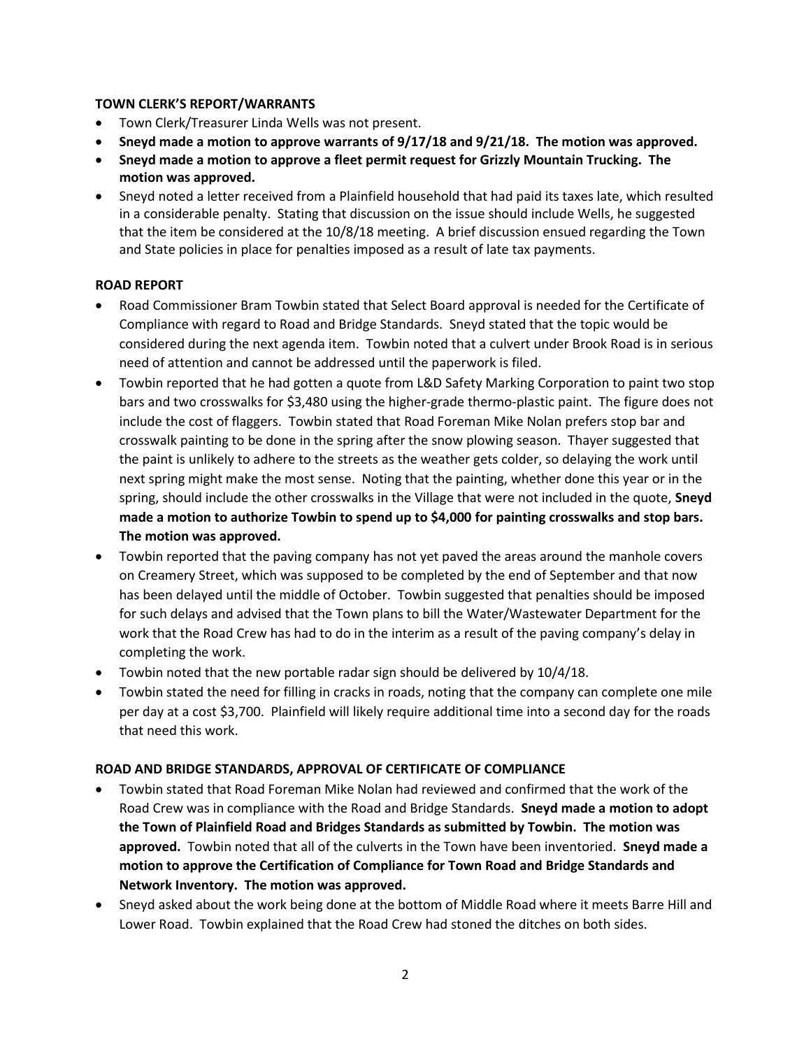**TOWN CLERK'S REPORT/WARRANTS**

- Town Clerk/Treasurer Linda Wells was not present.
- **Sneyd made a motion to approve warrants of 9/17/18 and 9/21/18. The motion was approved.**
- **Sneyd made a motion to approve a fleet permit request for Grizzly Mountain Trucking. The motion was approved.**
- Sneyd noted a letter received from a Plainfield household that had paid its taxes late, which resulted in a considerable penalty. Stating that discussion on the issue should include Wells, he suggested that the item be considered at the 10/8/18 meeting. A brief discussion ensued regarding the Town and State policies in place for penalties imposed as a result of late tax payments.

**ROAD REPORT**

- Road Commissioner Bram Towbin stated that Select Board approval is needed for the Certificate of Compliance with regard to Road and Bridge Standards. Sneyd stated that the topic would be considered during the next agenda item. Towbin noted that a culvert under Brook Road is in serious need of attention and cannot be addressed until the paperwork is filed.
- Towbin reported that he had gotten a quote from L&D Safety Marking Corporation to paint two stop bars and two crosswalks for $3,480 using the higher-grade thermo-plastic paint. The figure does not include the cost of flaggers. Towbin stated that Road Foreman Mike Nolan prefers stop bar and crosswalk painting to be done in the spring after the snow plowing season. Thayer suggested that the paint is unlikely to adhere to the streets as the weather gets colder, so delaying the work until next spring might make the most sense. Noting that the painting, whether done this year or in the spring, should include the other crosswalks in the Village that were not included in the quote, **Sneyd made a motion to authorize Towbin to spend up to $4,000 for painting crosswalks and stop bars. The motion was approved.**
- Towbin reported that the paving company has not yet paved the areas around the manhole covers on Creamery Street, which was supposed to be completed by the end of September and that now has been delayed until the middle of October. Towbin suggested that penalties should be imposed for such delays and advised that the Town plans to bill the Water/Wastewater Department for the work that the Road Crew has had to do in the interim as a result of the paving company's delay in completing the work.
- Towbin noted that the new portable radar sign should be delivered by 10/4/18.
- Towbin stated the need for filling in cracks in roads, noting that the company can complete one mile per day at a cost $3,700. Plainfield will likely require additional time into a second day for the roads that need this work.

**ROAD AND BRIDGE STANDARDS, APPROVAL OF CERTIFICATE OF COMPLIANCE**

- Towbin stated that Road Foreman Mike Nolan had reviewed and confirmed that the work of the Road Crew was in compliance with the Road and Bridge Standards. **Sneyd made a motion to adopt the Town of Plainfield Road and Bridges Standards as submitted by Towbin. The motion was approved.** Towbin noted that all of the culverts in the Town have been inventoried. **Sneyd made a motion to approve the Certification of Compliance for Town Road and Bridge Standards and Network Inventory. The motion was approved.**
- Sneyd asked about the work being done at the bottom of Middle Road where it meets Barre Hill and Lower Road. Towbin explained that the Road Crew had stoned the ditches on both sides.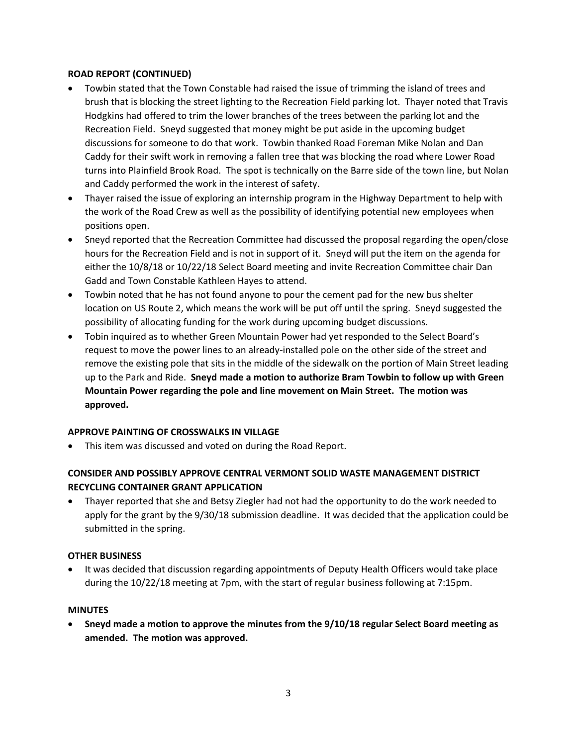### ROAD REPORT (CONTINUED)

- Towbin stated that the Town Constable had raised the issue of trimming the island of trees and brush that is blocking the street lighting to the Recreation Field parking lot. Thayer noted that Travis Hodgkins had offered to trim the lower branches of the trees between the parking lot and the Recreation Field. Sneyd suggested that money might be put aside in the upcoming budget discussions for someone to do that work. Towbin thanked Road Foreman Mike Nolan and Dan Caddy for their swift work in removing a fallen tree that was blocking the road where Lower Road turns into Plainfield Brook Road. The spot is technically on the Barre side of the town line, but Nolan and Caddy performed the work in the interest of safety.
- Thayer raised the issue of exploring an internship program in the Highway Department to help with the work of the Road Crew as well as the possibility of identifying potential new employees when positions open.
- Sneyd reported that the Recreation Committee had discussed the proposal regarding the open/close hours for the Recreation Field and is not in support of it. Sneyd will put the item on the agenda for either the 10/8/18 or 10/22/18 Select Board meeting and invite Recreation Committee chair Dan Gadd and Town Constable Kathleen Hayes to attend.
- Towbin noted that he has not found anyone to pour the cement pad for the new bus shelter location on US Route 2, which means the work will be put off until the spring. Sneyd suggested the possibility of allocating funding for the work during upcoming budget discussions.
- Tobin inquired as to whether Green Mountain Power had yet responded to the Select Board's request to move the power lines to an already-installed pole on the other side of the street and remove the existing pole that sits in the middle of the sidewalk on the portion of Main Street leading up to the Park and Ride. **Sneyd made a motion to authorize Bram Towbin to follow up with Green Mountain Power regarding the pole and line movement on Main Street. The motion was approved.**

### APPROVE PAINTING OF CROSSWALKS IN VILLAGE

- This item was discussed and voted on during the Road Report.

### CONSIDER AND POSSIBLY APPROVE CENTRAL VERMONT SOLID WASTE MANAGEMENT DISTRICT RECYCLING CONTAINER GRANT APPLICATION

- Thayer reported that she and Betsy Ziegler had not had the opportunity to do the work needed to apply for the grant by the 9/30/18 submission deadline. It was decided that the application could be submitted in the spring.

### OTHER BUSINESS

- It was decided that discussion regarding appointments of Deputy Health Officers would take place during the 10/22/18 meeting at 7pm, with the start of regular business following at 7:15pm.

### MINUTES

- **Sneyd made a motion to approve the minutes from the 9/10/18 regular Select Board meeting as amended. The motion was approved.**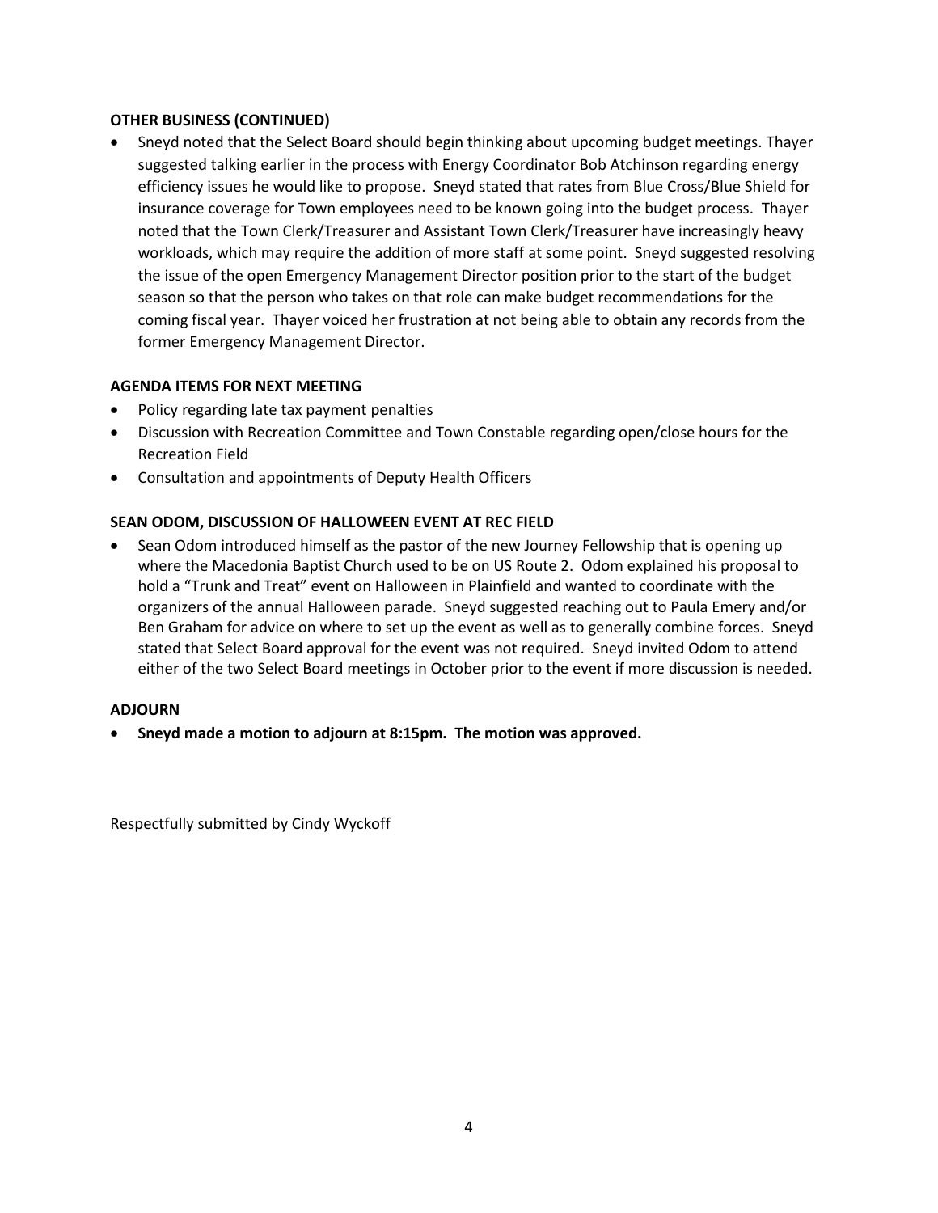**OTHER BUSINESS (CONTINUED)**

- Sneyd noted that the Select Board should begin thinking about upcoming budget meetings. Thayer suggested talking earlier in the process with Energy Coordinator Bob Atchinson regarding energy efficiency issues he would like to propose. Sneyd stated that rates from Blue Cross/Blue Shield for insurance coverage for Town employees need to be known going into the budget process. Thayer noted that the Town Clerk/Treasurer and Assistant Town Clerk/Treasurer have increasingly heavy workloads, which may require the addition of more staff at some point. Sneyd suggested resolving the issue of the open Emergency Management Director position prior to the start of the budget season so that the person who takes on that role can make budget recommendations for the coming fiscal year. Thayer voiced her frustration at not being able to obtain any records from the former Emergency Management Director.

**AGENDA ITEMS FOR NEXT MEETING**

- Policy regarding late tax payment penalties
- Discussion with Recreation Committee and Town Constable regarding open/close hours for the Recreation Field
- Consultation and appointments of Deputy Health Officers

**SEAN ODOM, DISCUSSION OF HALLOWEEN EVENT AT REC FIELD**

- Sean Odom introduced himself as the pastor of the new Journey Fellowship that is opening up where the Macedonia Baptist Church used to be on US Route 2. Odom explained his proposal to hold a "Trunk and Treat" event on Halloween in Plainfield and wanted to coordinate with the organizers of the annual Halloween parade. Sneyd suggested reaching out to Paula Emery and/or Ben Graham for advice on where to set up the event as well as to generally combine forces. Sneyd stated that Select Board approval for the event was not required. Sneyd invited Odom to attend either of the two Select Board meetings in October prior to the event if more discussion is needed.

**ADJOURN**

- **Sneyd made a motion to adjourn at 8:15pm. The motion was approved.**

Respectfully submitted by Cindy Wyckoff